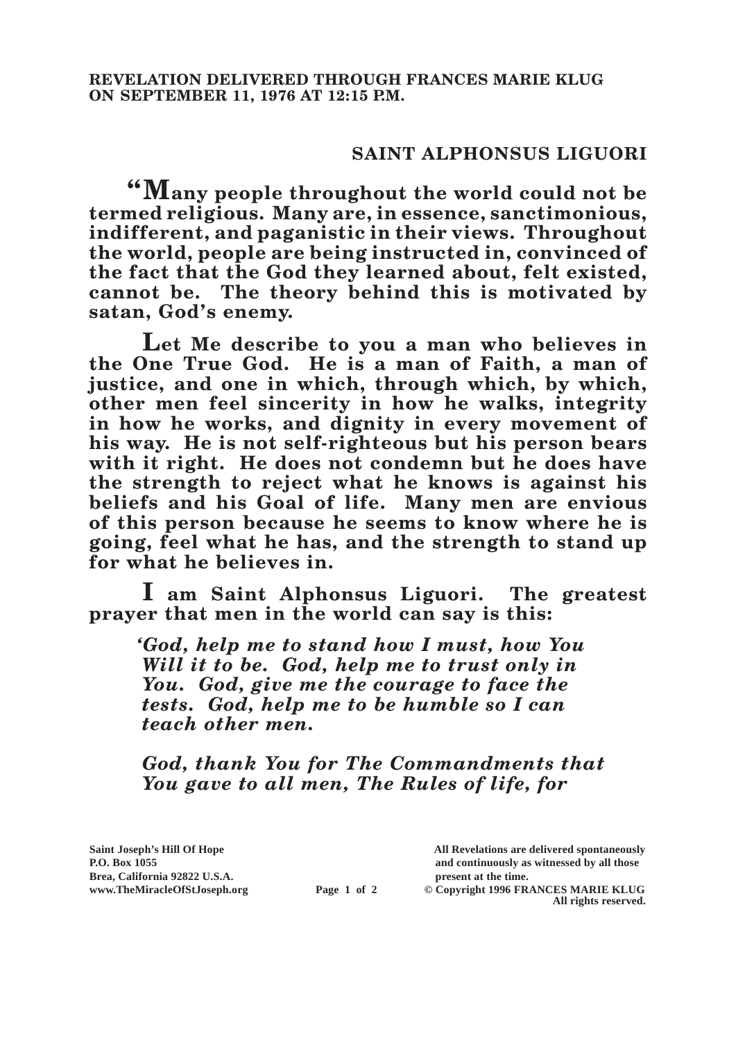**REVELATION DELIVERED THROUGH FRANCES MARIE KLUG ON SEPTEMBER 11, 1976 AT 12:15 P.M.**

## SAINT ALPHONSUS LIGUORI

**"Many people throughout the world could not be termed religious. Many are, in essence, sanctimonious, indifferent, and paganistic in their views. Throughout the world, people are being instructed in, convinced of the fact that the God they learned about, felt existed, cannot be. The theory behind this is motivated by satan, God's enemy.**

**Let Me describe to you a man who believes in the One True God. He is a man of Faith, a man of justice, and one in which, through which, by which, other men feel sincerity in how he walks, integrity in how he works, and dignity in every movement of his way. He is not self-righteous but his person bears with it right. He does not condemn but he does have the strength to reject what he knows is against his beliefs and his Goal of life. Many men are envious of this person because he seems to know where he is going, feel what he has, and the strength to stand up for what he believes in.**

**I am Saint Alphonsus Liguori. The greatest prayer that men in the world can say is this:**

> ***'God, help me to stand how I must, how You Will it to be. God, help me to trust only in You. God, give me the courage to face the tests. God, help me to be humble so I can teach other men.***
>
> ***God, thank You for The Commandments that You gave to all men, The Rules of life, for***

Saint Joseph's Hill Of Hope
P.O. Box 1055
Brea, California 92822 U.S.A.
www.TheMiracleOfStJoseph.org

All Revelations are delivered spontaneously and continuously as witnessed by all those present at the time.
© Copyright 1996 FRANCES MARIE KLUG
All rights reserved.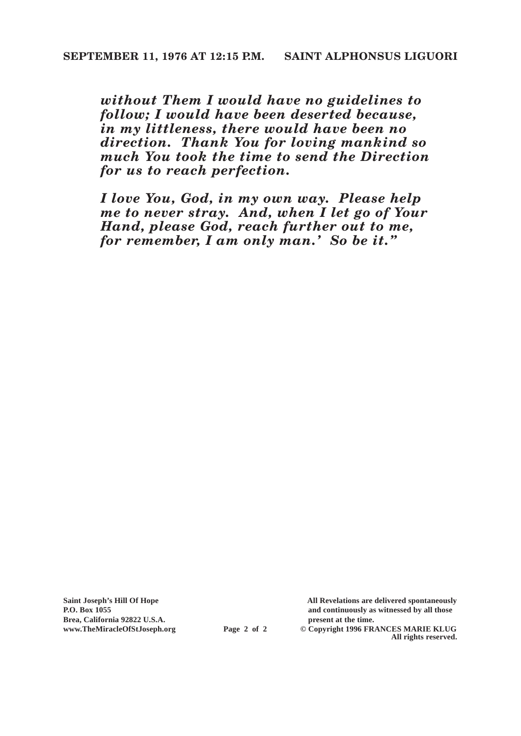*without Them I would have no guidelines to follow; I would have been deserted because, in my littleness, there would have been no direction. Thank You for loving mankind so much You took the time to send the Direction for us to reach perfection.*

*I love You, God, in my own way. Please help me to never stray. And, when I let go of Your Hand, please God, reach further out to me, for remember, I am only man.' So be it."*